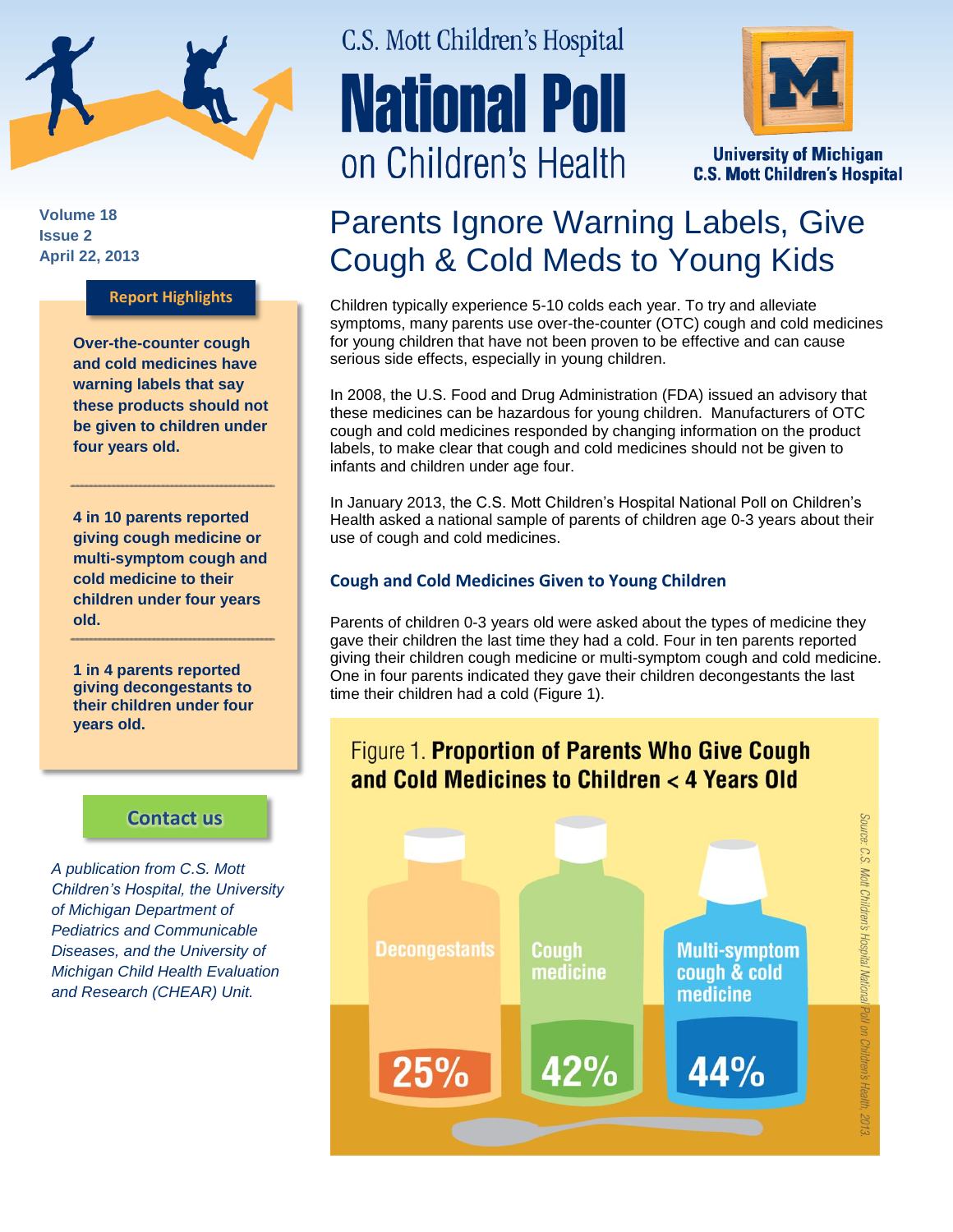C.S. Mott Children's Hospital

# National Poll on Children's Health

University of Michigan C.S. Mott Children's Hospital

Volume 18
Issue 2
April 22, 2013

## Parents Ignore Warning Labels, Give Cough & Cold Meds to Young Kids

**Report Highlights**

**Over-the-counter cough and cold medicines have warning labels that say these products should not be given to children under four years old.**

**4 in 10 parents reported giving cough medicine or multi-symptom cough and cold medicine to their children under four years old.**

**1 in 4 parents reported giving decongestants to their children under four years old.**

**Contact us**

*A publication from C.S. Mott Children's Hospital, the University of Michigan Department of Pediatrics and Communicable Diseases, and the University of Michigan Child Health Evaluation and Research (CHEAR) Unit.*

Children typically experience 5-10 colds each year. To try and alleviate symptoms, many parents use over-the-counter (OTC) cough and cold medicines for young children that have not been proven to be effective and can cause serious side effects, especially in young children.

In 2008, the U.S. Food and Drug Administration (FDA) issued an advisory that these medicines can be hazardous for young children. Manufacturers of OTC cough and cold medicines responded by changing information on the product labels, to make clear that cough and cold medicines should not be given to infants and children under age four.

In January 2013, the C.S. Mott Children's Hospital National Poll on Children's Health asked a national sample of parents of children age 0-3 years about their use of cough and cold medicines.

### Cough and Cold Medicines Given to Young Children

Parents of children 0-3 years old were asked about the types of medicine they gave their children the last time they had a cold. Four in ten parents reported giving their children cough medicine or multi-symptom cough and cold medicine. One in four parents indicated they gave their children decongestants the last time their children had a cold (Figure 1).

Figure 1. **Proportion of Parents Who Give Cough and Cold Medicines to Children < 4 Years Old**

| Medicine | Percent |
|---|---|
| Decongestants | 25% |
| Cough medicine | 42% |
| Multi-symptom cough & cold medicine | 44% |

*Source: C.S. Mott Children's Hospital National Poll on Children's Health, 2013*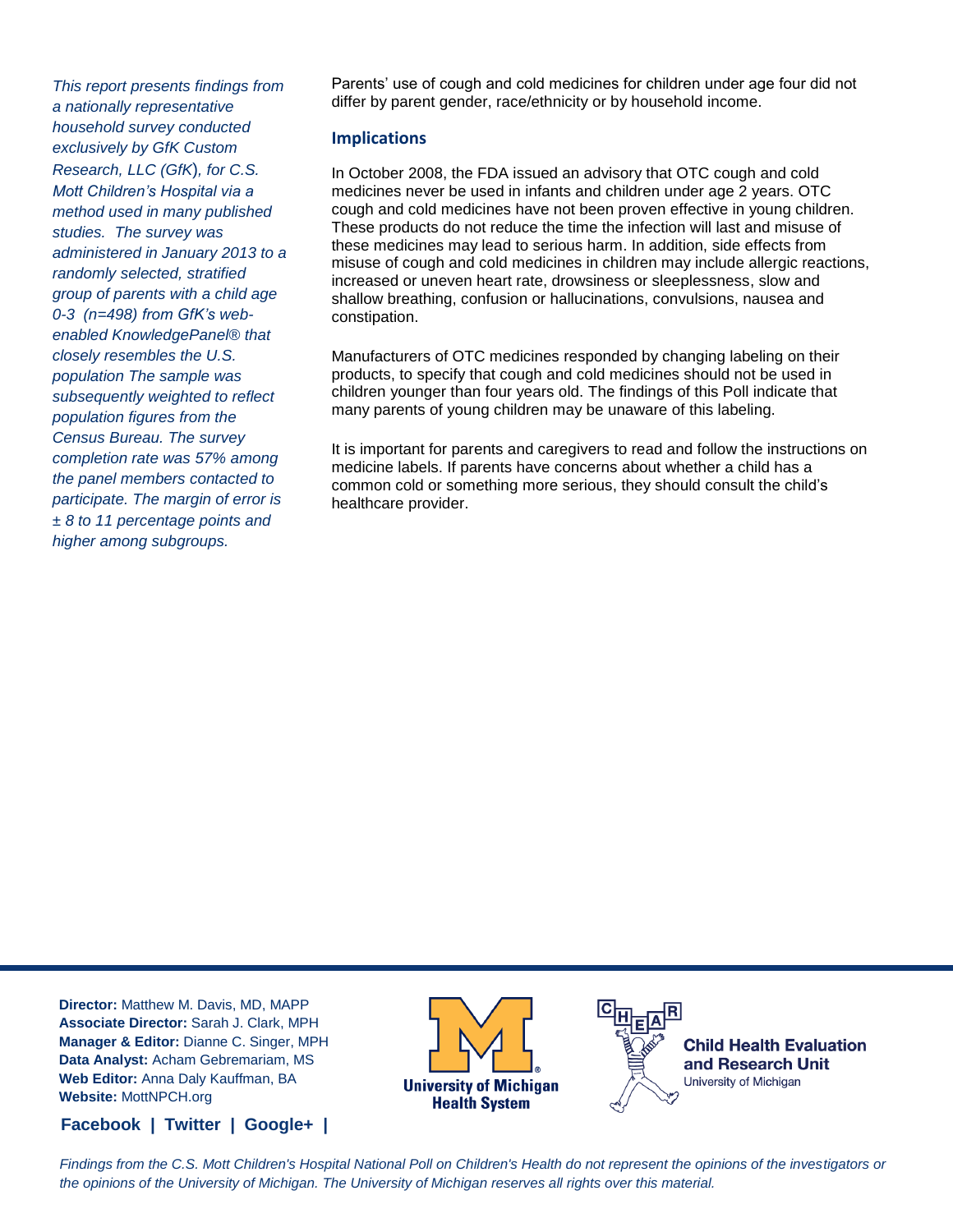*This report presents findings from a nationally representative household survey conducted exclusively by GfK Custom Research, LLC (GfK), for C.S. Mott Children's Hospital via a method used in many published studies. The survey was administered in January 2013 to a randomly selected, stratified group of parents with a child age 0-3 (n=498) from GfK's web-enabled KnowledgePanel® that closely resembles the U.S. population The sample was subsequently weighted to reflect population figures from the Census Bureau. The survey completion rate was 57% among the panel members contacted to participate. The margin of error is ± 8 to 11 percentage points and higher among subgroups.*

Parents' use of cough and cold medicines for children under age four did not differ by parent gender, race/ethnicity or by household income.

## Implications

In October 2008, the FDA issued an advisory that OTC cough and cold medicines never be used in infants and children under age 2 years. OTC cough and cold medicines have not been proven effective in young children. These products do not reduce the time the infection will last and misuse of these medicines may lead to serious harm. In addition, side effects from misuse of cough and cold medicines in children may include allergic reactions, increased or uneven heart rate, drowsiness or sleeplessness, slow and shallow breathing, confusion or hallucinations, convulsions, nausea and constipation.

Manufacturers of OTC medicines responded by changing labeling on their products, to specify that cough and cold medicines should not be used in children younger than four years old. The findings of this Poll indicate that many parents of young children may be unaware of this labeling.

It is important for parents and caregivers to read and follow the instructions on medicine labels. If parents have concerns about whether a child has a common cold or something more serious, they should consult the child's healthcare provider.

**Director:** Matthew M. Davis, MD, MAPP
**Associate Director:** Sarah J. Clark, MPH
**Manager & Editor:** Dianne C. Singer, MPH
**Data Analyst:** Acham Gebremariam, MS
**Web Editor:** Anna Daly Kauffman, BA
**Website:** MottNPCH.org

**Facebook | Twitter | Google+ |**

University of Michigan Health System

Child Health Evaluation and Research Unit
University of Michigan

*Findings from the C.S. Mott Children's Hospital National Poll on Children's Health do not represent the opinions of the investigators or the opinions of the University of Michigan. The University of Michigan reserves all rights over this material.*